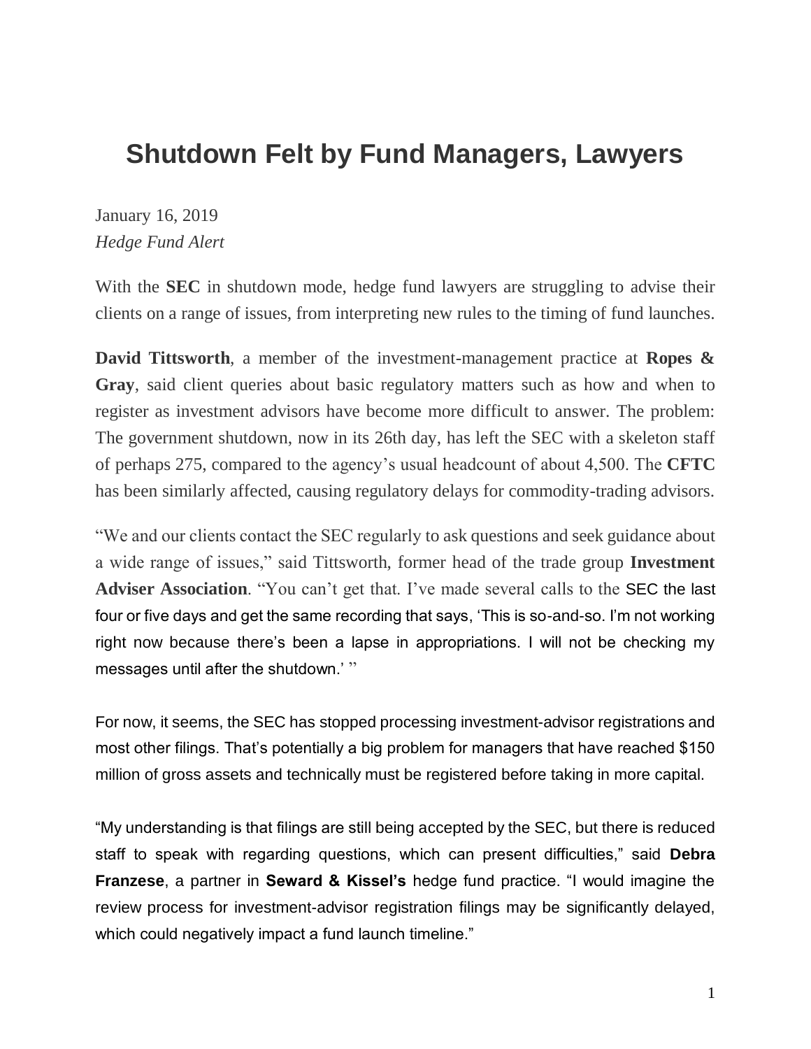# Shutdown Felt by Fund Managers, Lawyers

January 16, 2019
*Hedge Fund Alert*

With the **SEC** in shutdown mode, hedge fund lawyers are struggling to advise their clients on a range of issues, from interpreting new rules to the timing of fund launches.

**David Tittsworth**, a member of the investment-management practice at **Ropes & Gray**, said client queries about basic regulatory matters such as how and when to register as investment advisors have become more difficult to answer. The problem: The government shutdown, now in its 26th day, has left the SEC with a skeleton staff of perhaps 275, compared to the agency's usual headcount of about 4,500. The **CFTC** has been similarly affected, causing regulatory delays for commodity-trading advisors.

"We and our clients contact the SEC regularly to ask questions and seek guidance about a wide range of issues," said Tittsworth, former head of the trade group **Investment Adviser Association**. "You can't get that. I've made several calls to the SEC the last four or five days and get the same recording that says, 'This is so-and-so. I'm not working right now because there's been a lapse in appropriations. I will not be checking my messages until after the shutdown.' "

For now, it seems, the SEC has stopped processing investment-advisor registrations and most other filings. That's potentially a big problem for managers that have reached $150 million of gross assets and technically must be registered before taking in more capital.

"My understanding is that filings are still being accepted by the SEC, but there is reduced staff to speak with regarding questions, which can present difficulties," said **Debra Franzese**, a partner in **Seward & Kissel's** hedge fund practice. "I would imagine the review process for investment-advisor registration filings may be significantly delayed, which could negatively impact a fund launch timeline."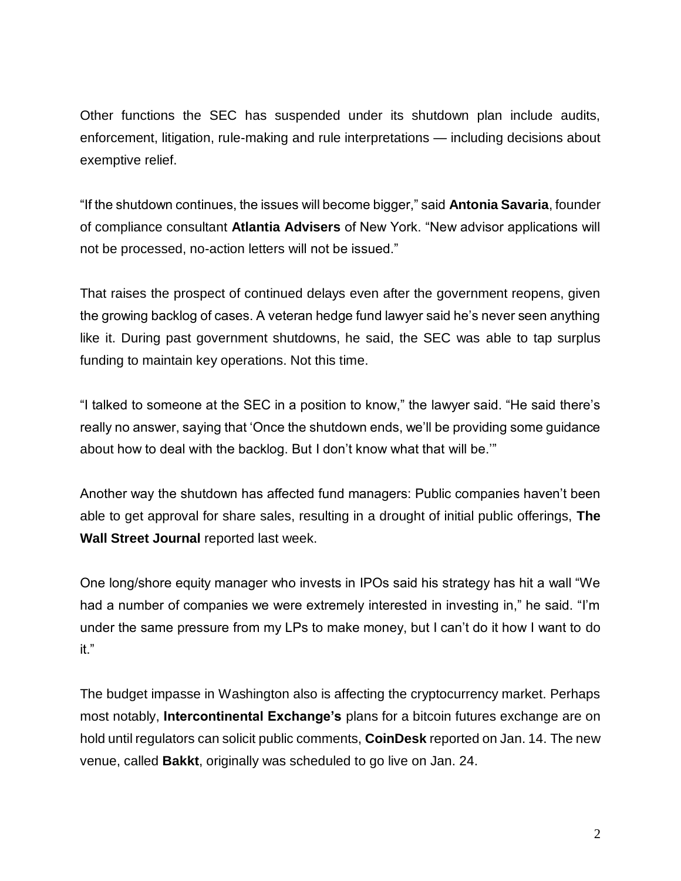Other functions the SEC has suspended under its shutdown plan include audits, enforcement, litigation, rule-making and rule interpretations — including decisions about exemptive relief.

"If the shutdown continues, the issues will become bigger," said **Antonia Savaria**, founder of compliance consultant **Atlantia Advisers** of New York. "New advisor applications will not be processed, no-action letters will not be issued."

That raises the prospect of continued delays even after the government reopens, given the growing backlog of cases. A veteran hedge fund lawyer said he's never seen anything like it. During past government shutdowns, he said, the SEC was able to tap surplus funding to maintain key operations. Not this time.

"I talked to someone at the SEC in a position to know," the lawyer said. "He said there's really no answer, saying that 'Once the shutdown ends, we'll be providing some guidance about how to deal with the backlog. But I don't know what that will be.'"

Another way the shutdown has affected fund managers: Public companies haven't been able to get approval for share sales, resulting in a drought of initial public offerings, **The Wall Street Journal** reported last week.

One long/shore equity manager who invests in IPOs said his strategy has hit a wall "We had a number of companies we were extremely interested in investing in," he said. "I'm under the same pressure from my LPs to make money, but I can't do it how I want to do it."

The budget impasse in Washington also is affecting the cryptocurrency market. Perhaps most notably, **Intercontinental Exchange's** plans for a bitcoin futures exchange are on hold until regulators can solicit public comments, **CoinDesk** reported on Jan. 14. The new venue, called **Bakkt**, originally was scheduled to go live on Jan. 24.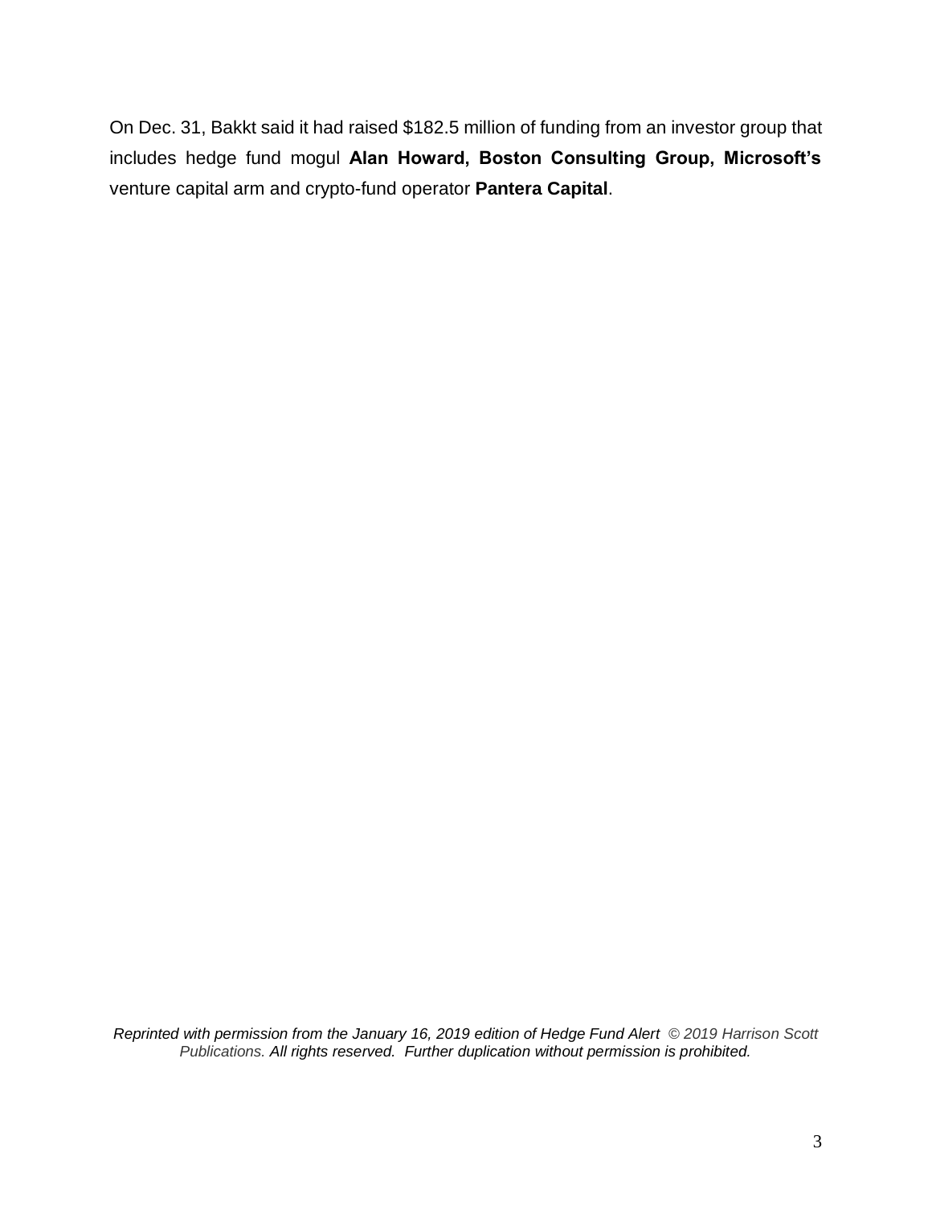On Dec. 31, Bakkt said it had raised $182.5 million of funding from an investor group that includes hedge fund mogul **Alan Howard, Boston Consulting Group, Microsoft's** venture capital arm and crypto-fund operator **Pantera Capital**.

*Reprinted with permission from the January 16, 2019 edition of Hedge Fund Alert © 2019 Harrison Scott Publications. All rights reserved. Further duplication without permission is prohibited.*